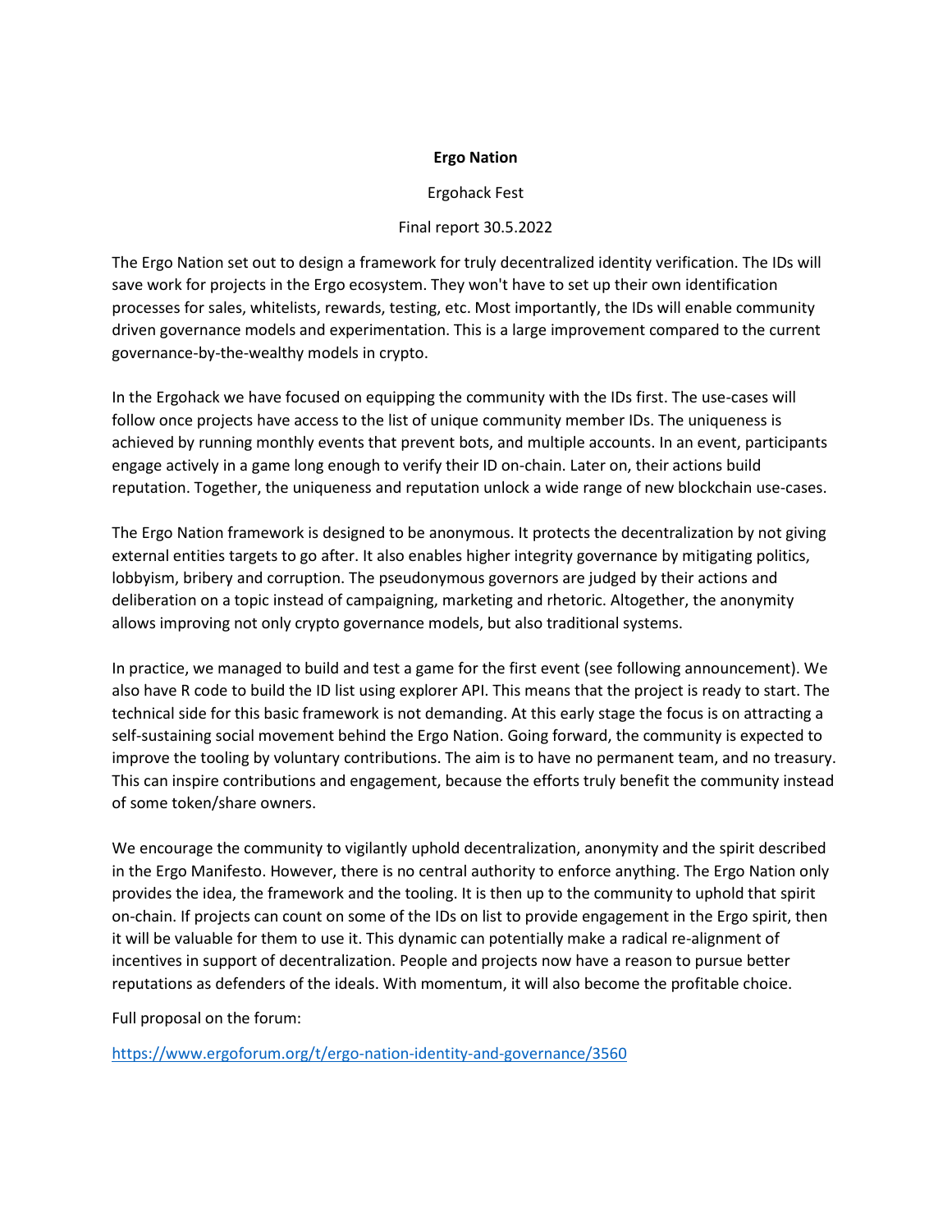# Ergo Nation

Ergohack Fest

Final report 30.5.2022

The Ergo Nation set out to design a framework for truly decentralized identity verification. The IDs will save work for projects in the Ergo ecosystem. They won't have to set up their own identification processes for sales, whitelists, rewards, testing, etc. Most importantly, the IDs will enable community driven governance models and experimentation. This is a large improvement compared to the current governance-by-the-wealthy models in crypto.

In the Ergohack we have focused on equipping the community with the IDs first. The use-cases will follow once projects have access to the list of unique community member IDs. The uniqueness is achieved by running monthly events that prevent bots, and multiple accounts. In an event, participants engage actively in a game long enough to verify their ID on-chain. Later on, their actions build reputation. Together, the uniqueness and reputation unlock a wide range of new blockchain use-cases.

The Ergo Nation framework is designed to be anonymous. It protects the decentralization by not giving external entities targets to go after. It also enables higher integrity governance by mitigating politics, lobbyism, bribery and corruption. The pseudonymous governors are judged by their actions and deliberation on a topic instead of campaigning, marketing and rhetoric. Altogether, the anonymity allows improving not only crypto governance models, but also traditional systems.

In practice, we managed to build and test a game for the first event (see following announcement). We also have R code to build the ID list using explorer API. This means that the project is ready to start. The technical side for this basic framework is not demanding. At this early stage the focus is on attracting a self-sustaining social movement behind the Ergo Nation. Going forward, the community is expected to improve the tooling by voluntary contributions. The aim is to have no permanent team, and no treasury. This can inspire contributions and engagement, because the efforts truly benefit the community instead of some token/share owners.

We encourage the community to vigilantly uphold decentralization, anonymity and the spirit described in the Ergo Manifesto. However, there is no central authority to enforce anything. The Ergo Nation only provides the idea, the framework and the tooling. It is then up to the community to uphold that spirit on-chain. If projects can count on some of the IDs on list to provide engagement in the Ergo spirit, then it will be valuable for them to use it. This dynamic can potentially make a radical re-alignment of incentives in support of decentralization. People and projects now have a reason to pursue better reputations as defenders of the ideals. With momentum, it will also become the profitable choice.

Full proposal on the forum:

https://www.ergoforum.org/t/ergo-nation-identity-and-governance/3560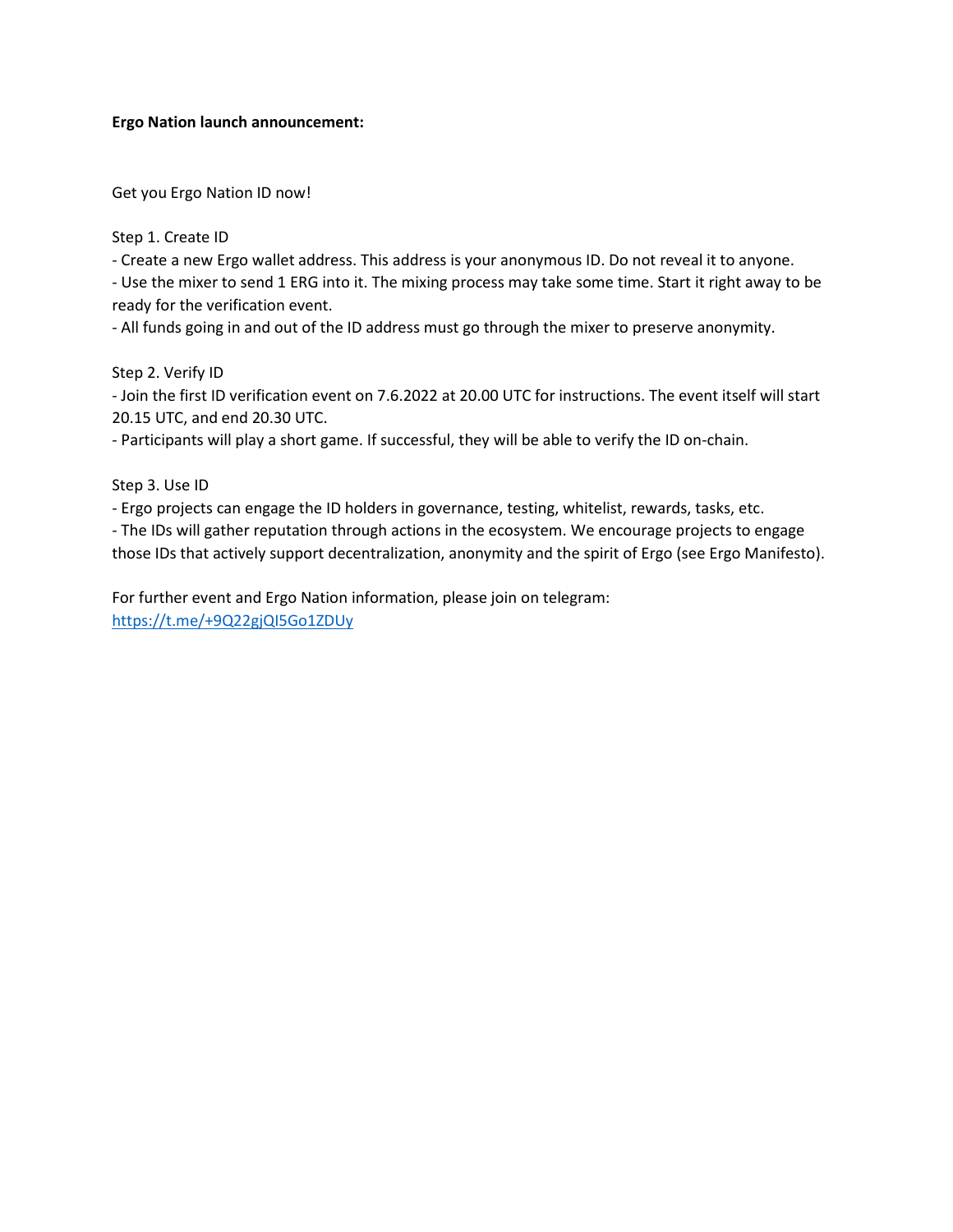**Ergo Nation launch announcement:**

Get you Ergo Nation ID now!

Step 1. Create ID
- Create a new Ergo wallet address. This address is your anonymous ID. Do not reveal it to anyone.
- Use the mixer to send 1 ERG into it. The mixing process may take some time. Start it right away to be ready for the verification event.
- All funds going in and out of the ID address must go through the mixer to preserve anonymity.

Step 2. Verify ID
- Join the first ID verification event on 7.6.2022 at 20.00 UTC for instructions. The event itself will start 20.15 UTC, and end 20.30 UTC.
- Participants will play a short game. If successful, they will be able to verify the ID on-chain.

Step 3. Use ID
- Ergo projects can engage the ID holders in governance, testing, whitelist, rewards, tasks, etc.
- The IDs will gather reputation through actions in the ecosystem. We encourage projects to engage those IDs that actively support decentralization, anonymity and the spirit of Ergo (see Ergo Manifesto).

For further event and Ergo Nation information, please join on telegram:
[https://t.me/+9Q22gjQI5Go1ZDUy](https://t.me/+9Q22gjQI5Go1ZDUy)